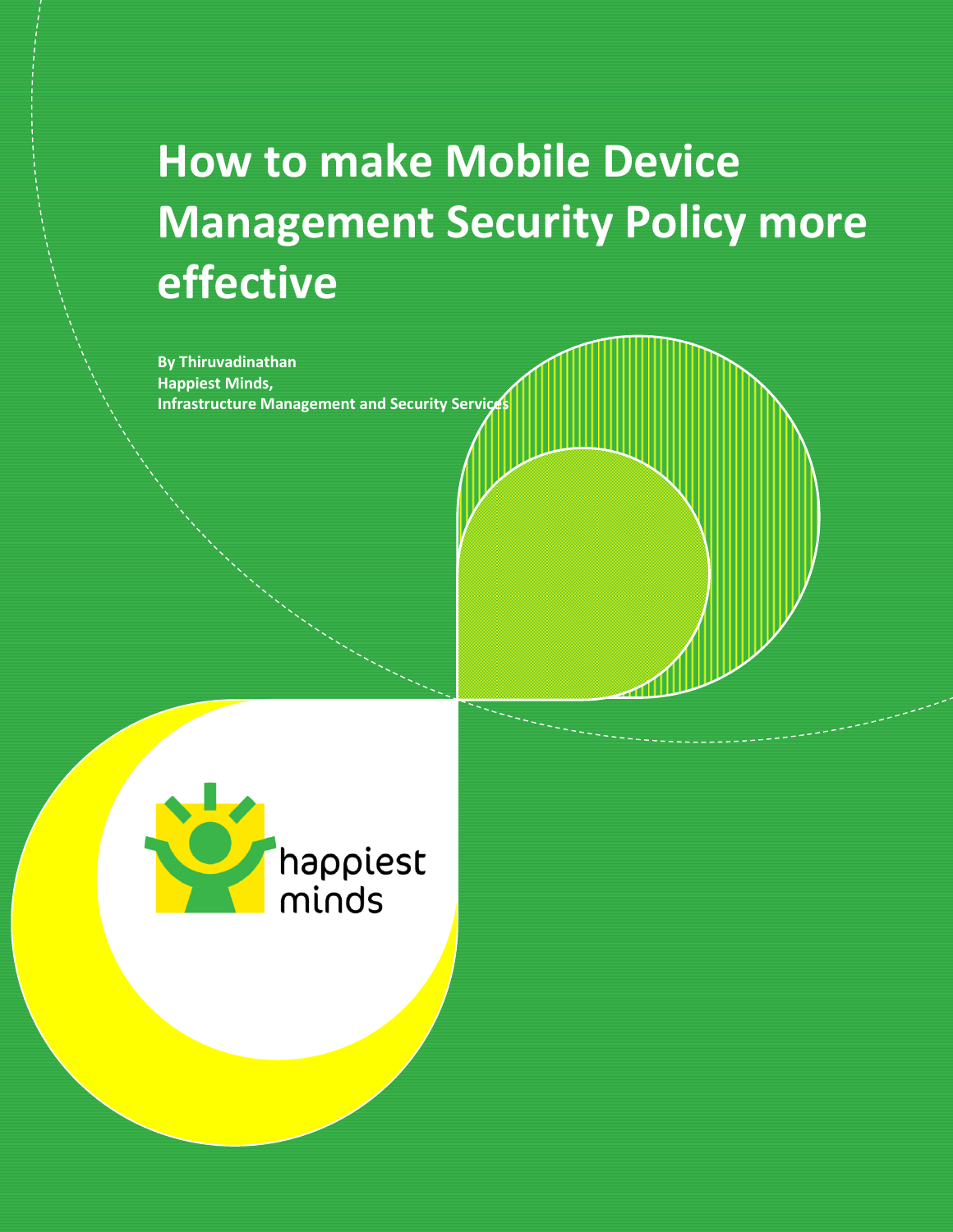# How to make Mobile Device Management Security Policy more effective

**By Thiruvadinathan**
**Happiest Minds,**
**Infrastructure Management and Security Services**

happiest minds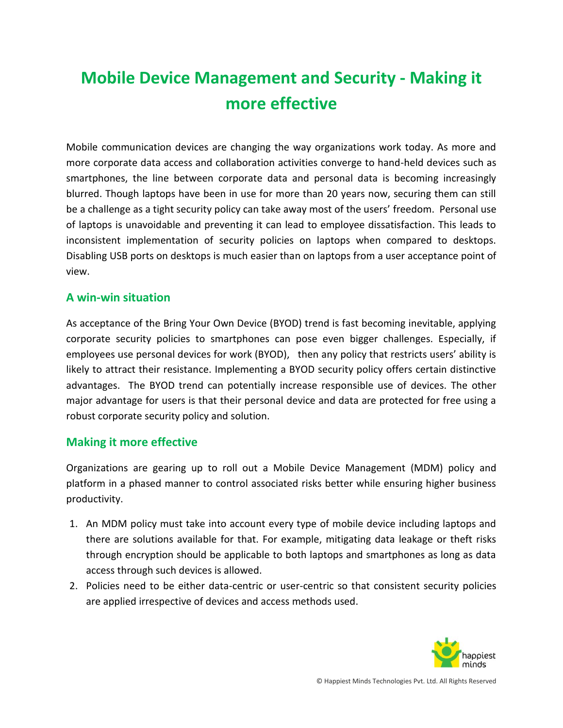# Mobile Device Management and Security - Making it more effective

Mobile communication devices are changing the way organizations work today. As more and more corporate data access and collaboration activities converge to hand-held devices such as smartphones, the line between corporate data and personal data is becoming increasingly blurred. Though laptops have been in use for more than 20 years now, securing them can still be a challenge as a tight security policy can take away most of the users' freedom. Personal use of laptops is unavoidable and preventing it can lead to employee dissatisfaction. This leads to inconsistent implementation of security policies on laptops when compared to desktops. Disabling USB ports on desktops is much easier than on laptops from a user acceptance point of view.

## A win-win situation

As acceptance of the Bring Your Own Device (BYOD) trend is fast becoming inevitable, applying corporate security policies to smartphones can pose even bigger challenges. Especially, if employees use personal devices for work (BYOD), then any policy that restricts users' ability is likely to attract their resistance. Implementing a BYOD security policy offers certain distinctive advantages. The BYOD trend can potentially increase responsible use of devices. The other major advantage for users is that their personal device and data are protected for free using a robust corporate security policy and solution.

## Making it more effective

Organizations are gearing up to roll out a Mobile Device Management (MDM) policy and platform in a phased manner to control associated risks better while ensuring higher business productivity.

1. An MDM policy must take into account every type of mobile device including laptops and there are solutions available for that. For example, mitigating data leakage or theft risks through encryption should be applicable to both laptops and smartphones as long as data access through such devices is allowed.
2. Policies need to be either data-centric or user-centric so that consistent security policies are applied irrespective of devices and access methods used.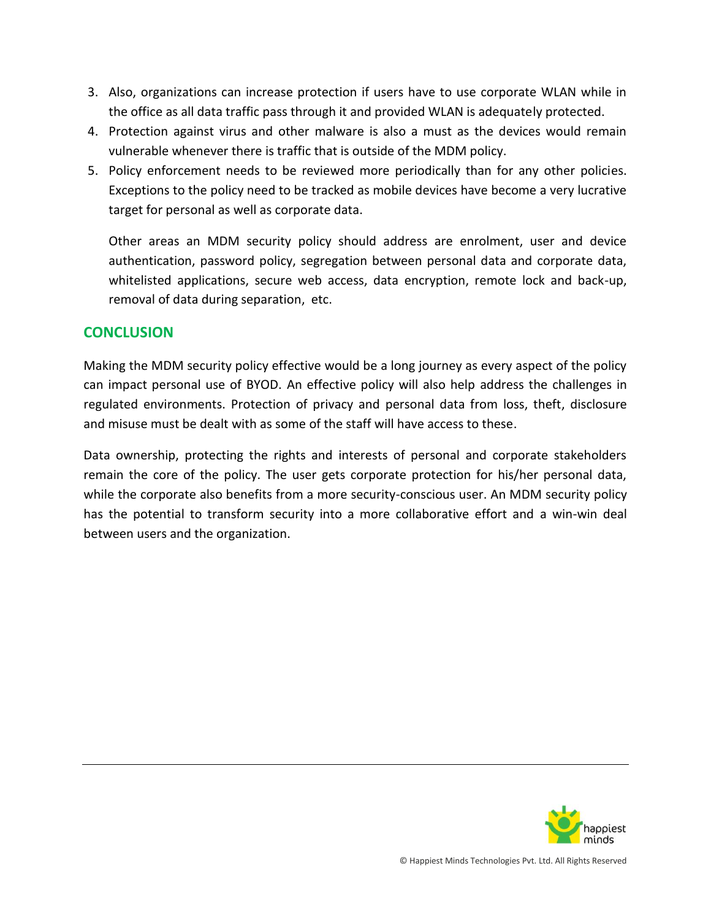3. Also, organizations can increase protection if users have to use corporate WLAN while in the office as all data traffic pass through it and provided WLAN is adequately protected.
4. Protection against virus and other malware is also a must as the devices would remain vulnerable whenever there is traffic that is outside of the MDM policy.
5. Policy enforcement needs to be reviewed more periodically than for any other policies. Exceptions to the policy need to be tracked as mobile devices have become a very lucrative target for personal as well as corporate data.

   Other areas an MDM security policy should address are enrolment, user and device authentication, password policy, segregation between personal data and corporate data, whitelisted applications, secure web access, data encryption, remote lock and back-up, removal of data during separation, etc.

## CONCLUSION

Making the MDM security policy effective would be a long journey as every aspect of the policy can impact personal use of BYOD. An effective policy will also help address the challenges in regulated environments. Protection of privacy and personal data from loss, theft, disclosure and misuse must be dealt with as some of the staff will have access to these.

Data ownership, protecting the rights and interests of personal and corporate stakeholders remain the core of the policy. The user gets corporate protection for his/her personal data, while the corporate also benefits from a more security-conscious user. An MDM security policy has the potential to transform security into a more collaborative effort and a win-win deal between users and the organization.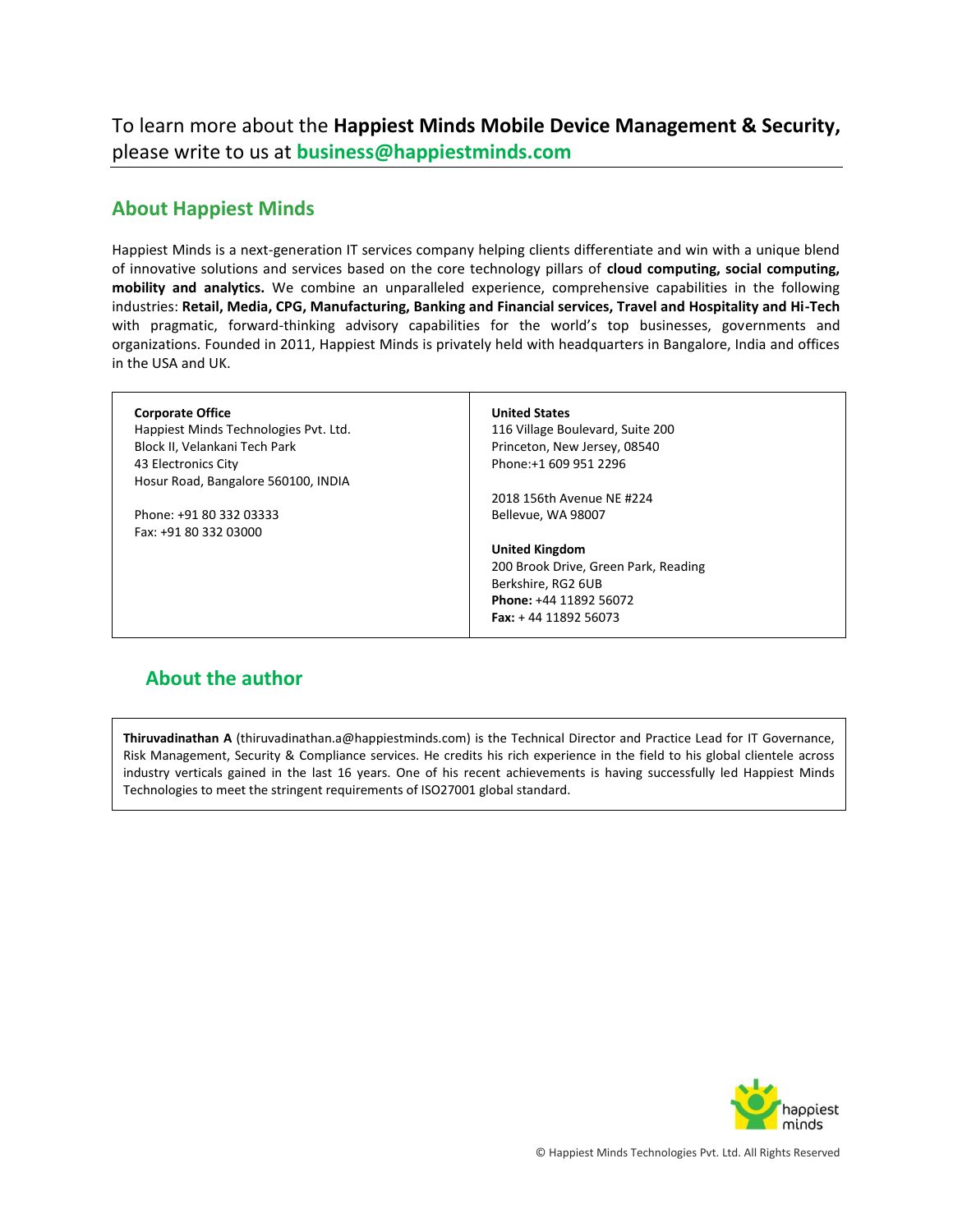To learn more about the **Happiest Minds Mobile Device Management & Security,** please write to us at **business@happiestminds.com**

## About Happiest Minds

Happiest Minds is a next-generation IT services company helping clients differentiate and win with a unique blend of innovative solutions and services based on the core technology pillars of **cloud computing, social computing, mobility and analytics.** We combine an unparalleled experience, comprehensive capabilities in the following industries: **Retail, Media, CPG, Manufacturing, Banking and Financial services, Travel and Hospitality and Hi-Tech** with pragmatic, forward-thinking advisory capabilities for the world's top businesses, governments and organizations. Founded in 2011, Happiest Minds is privately held with headquarters in Bangalore, India and offices in the USA and UK.

| | |
|---|---|
| **Corporate Office**<br>Happiest Minds Technologies Pvt. Ltd.<br>Block II, Velankani Tech Park<br>43 Electronics City<br>Hosur Road, Bangalore 560100, INDIA<br><br>Phone: +91 80 332 03333<br>Fax: +91 80 332 03000 | **United States**<br>116 Village Boulevard, Suite 200<br>Princeton, New Jersey, 08540<br>Phone:+1 609 951 2296<br><br>2018 156th Avenue NE #224<br>Bellevue, WA 98007<br><br>**United Kingdom**<br>200 Brook Drive, Green Park, Reading<br>Berkshire, RG2 6UB<br>**Phone:** +44 11892 56072<br>**Fax:** + 44 11892 56073 |

## About the author

**Thiruvadinathan A** (thiruvadinathan.a@happiestminds.com) is the Technical Director and Practice Lead for IT Governance, Risk Management, Security & Compliance services. He credits his rich experience in the field to his global clientele across industry verticals gained in the last 16 years. One of his recent achievements is having successfully led Happiest Minds Technologies to meet the stringent requirements of ISO27001 global standard.

© Happiest Minds Technologies Pvt. Ltd. All Rights Reserved